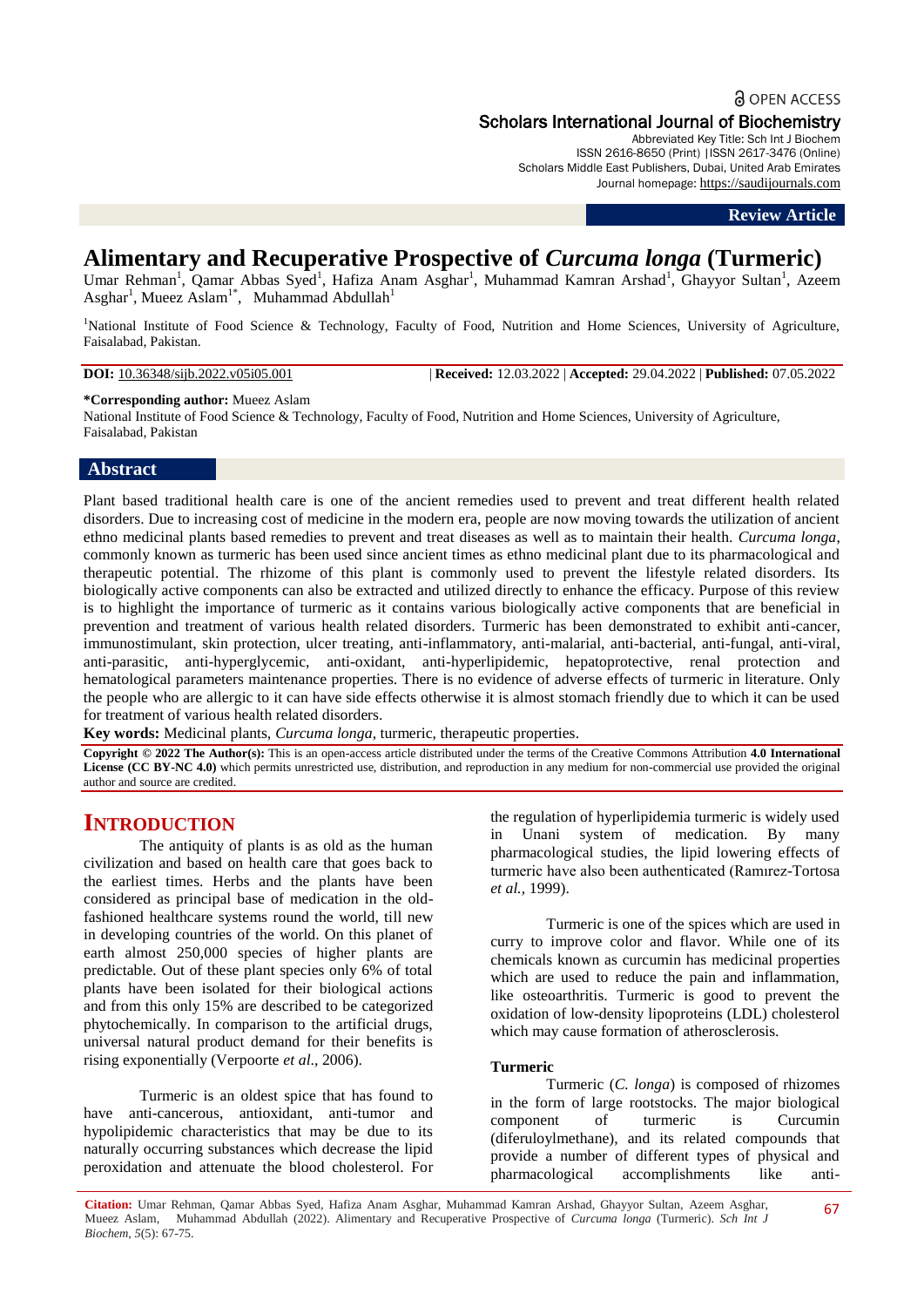OPEN ACCESS

Scholars International Journal of Biochemistry

Abbreviated Key Title: Sch Int J Biochem
ISSN 2616-8650 (Print) |ISSN 2617-3476 (Online)
Scholars Middle East Publishers, Dubai, United Arab Emirates
Journal homepage: https://saudijournals.com

**Review Article**

# Alimentary and Recuperative Prospective of *Curcuma longa* (Turmeric)

Umar Rehman[1], Qamar Abbas Syed[1], Hafiza Anam Asghar[1], Muhammad Kamran Arshad[1], Ghayyor Sultan[1], Azeem Asghar[1], Mueez Aslam[1*], Muhammad Abdullah[1]

[1]National Institute of Food Science & Technology, Faculty of Food, Nutrition and Home Sciences, University of Agriculture, Faisalabad, Pakistan.

**DOI:** 10.36348/sijb.2022.v05i05.001 | **Received:** 12.03.2022 | **Accepted:** 29.04.2022 | **Published:** 07.05.2022

**\*Corresponding author:** Mueez Aslam
National Institute of Food Science & Technology, Faculty of Food, Nutrition and Home Sciences, University of Agriculture, Faisalabad, Pakistan

## Abstract

Plant based traditional health care is one of the ancient remedies used to prevent and treat different health related disorders. Due to increasing cost of medicine in the modern era, people are now moving towards the utilization of ancient ethno medicinal plants based remedies to prevent and treat diseases as well as to maintain their health. *Curcuma longa*, commonly known as turmeric has been used since ancient times as ethno medicinal plant due to its pharmacological and therapeutic potential. The rhizome of this plant is commonly used to prevent the lifestyle related disorders. Its biologically active components can also be extracted and utilized directly to enhance the efficacy. Purpose of this review is to highlight the importance of turmeric as it contains various biologically active components that are beneficial in prevention and treatment of various health related disorders. Turmeric has been demonstrated to exhibit anti-cancer, immunostimulant, skin protection, ulcer treating, anti-inflammatory, anti-malarial, anti-bacterial, anti-fungal, anti-viral, anti-parasitic, anti-hyperglycemic, anti-oxidant, anti-hyperlipidemic, hepatoprotective, renal protection and hematological parameters maintenance properties. There is no evidence of adverse effects of turmeric in literature. Only the people who are allergic to it can have side effects otherwise it is almost stomach friendly due to which it can be used for treatment of various health related disorders.

**Key words:** Medicinal plants, *Curcuma longa*, turmeric, therapeutic properties.

**Copyright © 2022 The Author(s):** This is an open-access article distributed under the terms of the Creative Commons Attribution **4.0 International License (CC BY-NC 4.0)** which permits unrestricted use, distribution, and reproduction in any medium for non-commercial use provided the original author and source are credited.

## INTRODUCTION

The antiquity of plants is as old as the human civilization and based on health care that goes back to the earliest times. Herbs and the plants have been considered as principal base of medication in the old-fashioned healthcare systems round the world, till new in developing countries of the world. On this planet of earth almost 250,000 species of higher plants are predictable. Out of these plant species only 6% of total plants have been isolated for their biological actions and from this only 15% are described to be categorized phytochemically. In comparison to the artificial drugs, universal natural product demand for their benefits is rising exponentially (Verpoorte *et al*., 2006).

Turmeric is an oldest spice that has found to have anti-cancerous, antioxidant, anti-tumor and hypolipidemic characteristics that may be due to its naturally occurring substances which decrease the lipid peroxidation and attenuate the blood cholesterol. For the regulation of hyperlipidemia turmeric is widely used in Unani system of medication. By many pharmacological studies, the lipid lowering effects of turmeric have also been authenticated (Ramırez-Tortosa *et al.*, 1999).

Turmeric is one of the spices which are used in curry to improve color and flavor. While one of its chemicals known as curcumin has medicinal properties which are used to reduce the pain and inflammation, like osteoarthritis. Turmeric is good to prevent the oxidation of low-density lipoproteins (LDL) cholesterol which may cause formation of atherosclerosis.

### Turmeric

Turmeric (*C. longa*) is composed of rhizomes in the form of large rootstocks. The major biological component of turmeric is Curcumin (diferuloylmethane), and its related compounds that provide a number of different types of physical and pharmacological accomplishments like anti-

**Citation:** Umar Rehman, Qamar Abbas Syed, Hafiza Anam Asghar, Muhammad Kamran Arshad, Ghayyor Sultan, Azeem Asghar, Mueez Aslam, Muhammad Abdullah (2022). Alimentary and Recuperative Prospective of *Curcuma longa* (Turmeric). *Sch Int J Biochem, 5*(5): 67-75.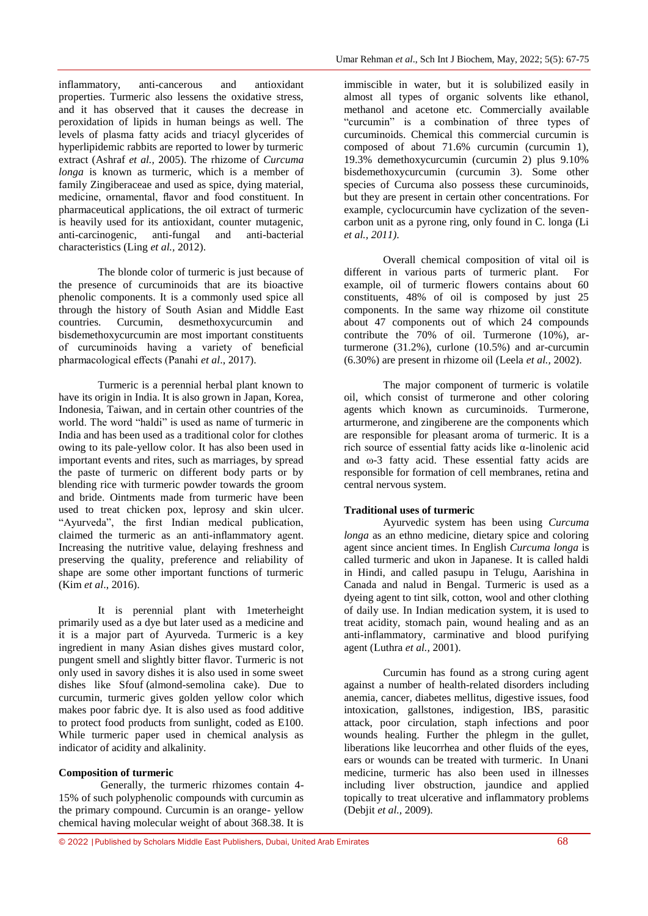inflammatory, anti-cancerous and antioxidant properties. Turmeric also lessens the oxidative stress, and it has observed that it causes the decrease in peroxidation of lipids in human beings as well. The levels of plasma fatty acids and triacyl glycerides of hyperlipidemic rabbits are reported to lower by turmeric extract (Ashraf *et al.,* 2005). The rhizome of *Curcuma longa* is known as turmeric, which is a member of family Zingiberaceae and used as spice, dying material, medicine, ornamental, flavor and food constituent. In pharmaceutical applications, the oil extract of turmeric is heavily used for its antioxidant, counter mutagenic, anti-carcinogenic, anti-fungal and anti-bacterial characteristics (Ling *et al.,* 2012).

The blonde color of turmeric is just because of the presence of curcuminoids that are its bioactive phenolic components. It is a commonly used spice all through the history of South Asian and Middle East countries. Curcumin, desmethoxycurcumin and bisdemethoxycurcumin are most important constituents of curcuminoids having a variety of beneficial pharmacological effects (Panahi *et al*., 2017).

Turmeric is a perennial herbal plant known to have its origin in India. It is also grown in Japan, Korea, Indonesia, Taiwan, and in certain other countries of the world. The word "haldi" is used as name of turmeric in India and has been used as a traditional color for clothes owing to its pale-yellow color. It has also been used in important events and rites, such as marriages, by spread the paste of turmeric on different body parts or by blending rice with turmeric powder towards the groom and bride. Ointments made from turmeric have been used to treat chicken pox, leprosy and skin ulcer. "Ayurveda", the first Indian medical publication, claimed the turmeric as an anti-inflammatory agent. Increasing the nutritive value, delaying freshness and preserving the quality, preference and reliability of shape are some other important functions of turmeric (Kim *et al*., 2016).

It is perennial plant with 1meterheight primarily used as a dye but later used as a medicine and it is a major part of Ayurveda. Turmeric is a key ingredient in many Asian dishes gives mustard color, pungent smell and slightly bitter flavor. Turmeric is not only used in savory dishes it is also used in some sweet dishes like Sfouf (almond-semolina cake). Due to curcumin, turmeric gives golden yellow color which makes poor fabric dye. It is also used as food additive to protect food products from sunlight, coded as E100. While turmeric paper used in chemical analysis as indicator of acidity and alkalinity.

**Composition of turmeric**

Generally, the turmeric rhizomes contain 4-15% of such polyphenolic compounds with curcumin as the primary compound. Curcumin is an orange- yellow chemical having molecular weight of about 368.38. It is immiscible in water, but it is solubilized easily in almost all types of organic solvents like ethanol, methanol and acetone etc. Commercially available "curcumin" is a combination of three types of curcuminoids. Chemical this commercial curcumin is composed of about 71.6% curcumin (curcumin 1), 19.3% demethoxycurcumin (curcumin 2) plus 9.10% bisdemethoxycurcumin (curcumin 3). Some other species of Curcuma also possess these curcuminoids, but they are present in certain other concentrations. For example, cyclocurcumin have cyclization of the seven-carbon unit as a pyrone ring, only found in C. longa (Li *et al., 2011)*.

Overall chemical composition of vital oil is different in various parts of turmeric plant. For example, oil of turmeric flowers contains about 60 constituents, 48% of oil is composed by just 25 components. In the same way rhizome oil constitute about 47 components out of which 24 compounds contribute the 70% of oil. Turmerone (10%), ar-turmerone (31.2%), curlone (10.5%) and ar-curcumin (6.30%) are present in rhizome oil (Leela *et al.,* 2002).

The major component of turmeric is volatile oil, which consist of turmerone and other coloring agents which known as curcuminoids. Turmerone, arturmerone, and zingiberene are the components which are responsible for pleasant aroma of turmeric. It is a rich source of essential fatty acids like α-linolenic acid and ω-3 fatty acid. These essential fatty acids are responsible for formation of cell membranes, retina and central nervous system.

**Traditional uses of turmeric**

Ayurvedic system has been using *Curcuma longa* as an ethno medicine, dietary spice and coloring agent since ancient times. In English *Curcuma longa* is called turmeric and ukon in Japanese. It is called haldi in Hindi, and called pasupu in Telugu, Aarishina in Canada and nalud in Bengal. Turmeric is used as a dyeing agent to tint silk, cotton, wool and other clothing of daily use. In Indian medication system, it is used to treat acidity, stomach pain, wound healing and as an anti-inflammatory, carminative and blood purifying agent (Luthra *et al.,* 2001).

Curcumin has found as a strong curing agent against a number of health-related disorders including anemia, cancer, diabetes mellitus, digestive issues, food intoxication, gallstones, indigestion, IBS, parasitic attack, poor circulation, staph infections and poor wounds healing. Further the phlegm in the gullet, liberations like leucorrhea and other fluids of the eyes, ears or wounds can be treated with turmeric. In Unani medicine, turmeric has also been used in illnesses including liver obstruction, jaundice and applied topically to treat ulcerative and inflammatory problems (Debjit *et al.,* 2009).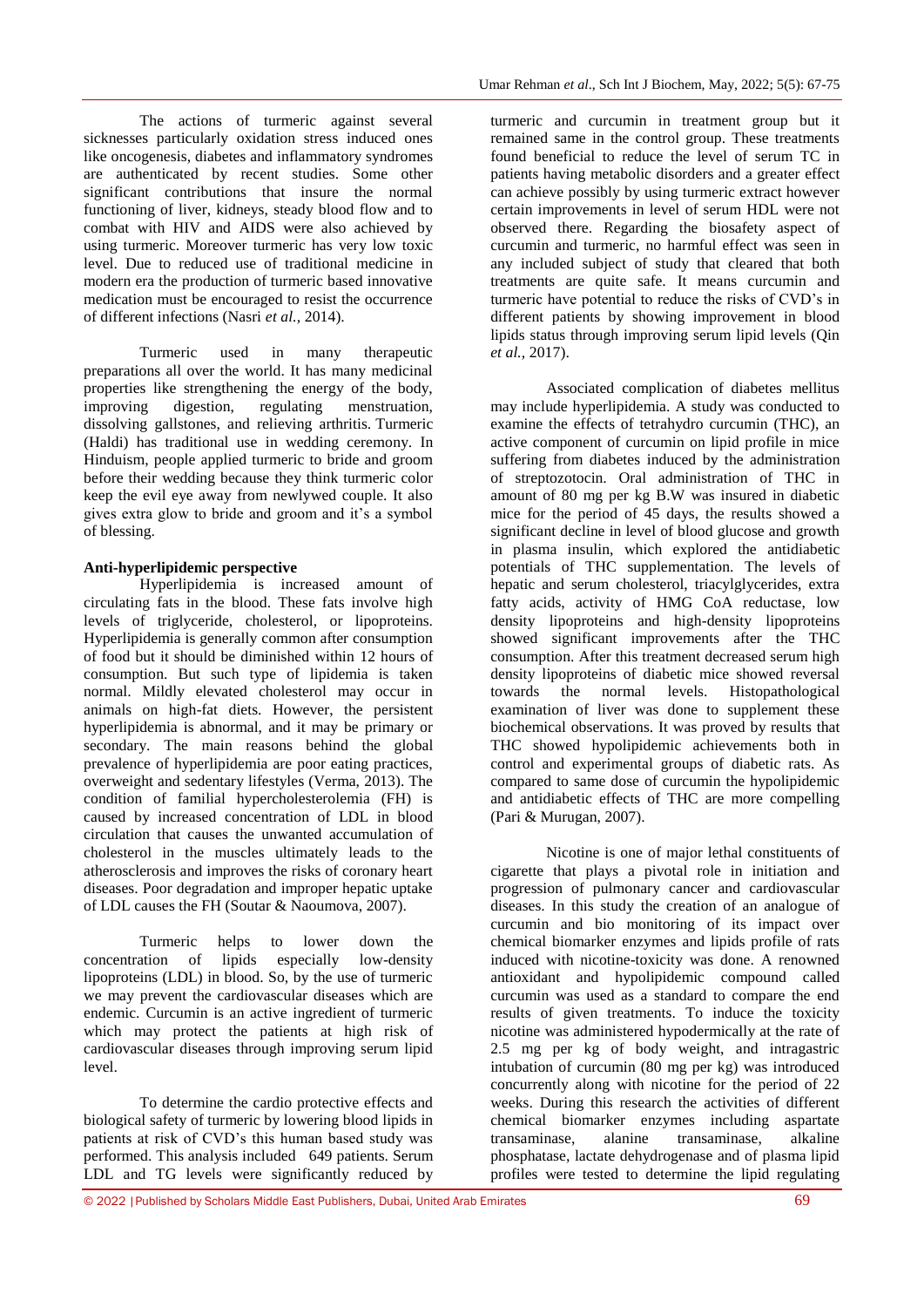The actions of turmeric against several sicknesses particularly oxidation stress induced ones like oncogenesis, diabetes and inflammatory syndromes are authenticated by recent studies. Some other significant contributions that insure the normal functioning of liver, kidneys, steady blood flow and to combat with HIV and AIDS were also achieved by using turmeric. Moreover turmeric has very low toxic level. Due to reduced use of traditional medicine in modern era the production of turmeric based innovative medication must be encouraged to resist the occurrence of different infections (Nasri *et al.,* 2014).

Turmeric used in many therapeutic preparations all over the world. It has many medicinal properties like strengthening the energy of the body, improving digestion, regulating menstruation, dissolving gallstones, and relieving arthritis. Turmeric (Haldi) has traditional use in wedding ceremony. In Hinduism, people applied turmeric to bride and groom before their wedding because they think turmeric color keep the evil eye away from newlywed couple. It also gives extra glow to bride and groom and it's a symbol of blessing.

**Anti-hyperlipidemic perspective**

Hyperlipidemia is increased amount of circulating fats in the blood. These fats involve high levels of triglyceride, cholesterol, or lipoproteins. Hyperlipidemia is generally common after consumption of food but it should be diminished within 12 hours of consumption. But such type of lipidemia is taken normal. Mildly elevated cholesterol may occur in animals on high-fat diets. However, the persistent hyperlipidemia is abnormal, and it may be primary or secondary. The main reasons behind the global prevalence of hyperlipidemia are poor eating practices, overweight and sedentary lifestyles (Verma, 2013). The condition of familial hypercholesterolemia (FH) is caused by increased concentration of LDL in blood circulation that causes the unwanted accumulation of cholesterol in the muscles ultimately leads to the atherosclerosis and improves the risks of coronary heart diseases. Poor degradation and improper hepatic uptake of LDL causes the FH (Soutar & Naoumova, 2007).

Turmeric helps to lower down the concentration of lipids especially low-density lipoproteins (LDL) in blood. So, by the use of turmeric we may prevent the cardiovascular diseases which are endemic. Curcumin is an active ingredient of turmeric which may protect the patients at high risk of cardiovascular diseases through improving serum lipid level.

To determine the cardio protective effects and biological safety of turmeric by lowering blood lipids in patients at risk of CVD's this human based study was performed. This analysis included 649 patients. Serum LDL and TG levels were significantly reduced by turmeric and curcumin in treatment group but it remained same in the control group. These treatments found beneficial to reduce the level of serum TC in patients having metabolic disorders and a greater effect can achieve possibly by using turmeric extract however certain improvements in level of serum HDL were not observed there. Regarding the biosafety aspect of curcumin and turmeric, no harmful effect was seen in any included subject of study that cleared that both treatments are quite safe. It means curcumin and turmeric have potential to reduce the risks of CVD's in different patients by showing improvement in blood lipids status through improving serum lipid levels (Qin *et al.,* 2017).

Associated complication of diabetes mellitus may include hyperlipidemia. A study was conducted to examine the effects of tetrahydro curcumin (THC), an active component of curcumin on lipid profile in mice suffering from diabetes induced by the administration of streptozotocin. Oral administration of THC in amount of 80 mg per kg B.W was insured in diabetic mice for the period of 45 days, the results showed a significant decline in level of blood glucose and growth in plasma insulin, which explored the antidiabetic potentials of THC supplementation. The levels of hepatic and serum cholesterol, triacylglycerides, extra fatty acids, activity of HMG CoA reductase, low density lipoproteins and high-density lipoproteins showed significant improvements after the THC consumption. After this treatment decreased serum high density lipoproteins of diabetic mice showed reversal towards the normal levels. Histopathological examination of liver was done to supplement these biochemical observations. It was proved by results that THC showed hypolipidemic achievements both in control and experimental groups of diabetic rats. As compared to same dose of curcumin the hypolipidemic and antidiabetic effects of THC are more compelling (Pari & Murugan, 2007).

Nicotine is one of major lethal constituents of cigarette that plays a pivotal role in initiation and progression of pulmonary cancer and cardiovascular diseases. In this study the creation of an analogue of curcumin and bio monitoring of its impact over chemical biomarker enzymes and lipids profile of rats induced with nicotine-toxicity was done. A renowned antioxidant and hypolipidemic compound called curcumin was used as a standard to compare the end results of given treatments. To induce the toxicity nicotine was administered hypodermically at the rate of 2.5 mg per kg of body weight, and intragastric intubation of curcumin (80 mg per kg) was introduced concurrently along with nicotine for the period of 22 weeks. During this research the activities of different chemical biomarker enzymes including aspartate transaminase, alanine transaminase, alkaline phosphatase, lactate dehydrogenase and of plasma lipid profiles were tested to determine the lipid regulating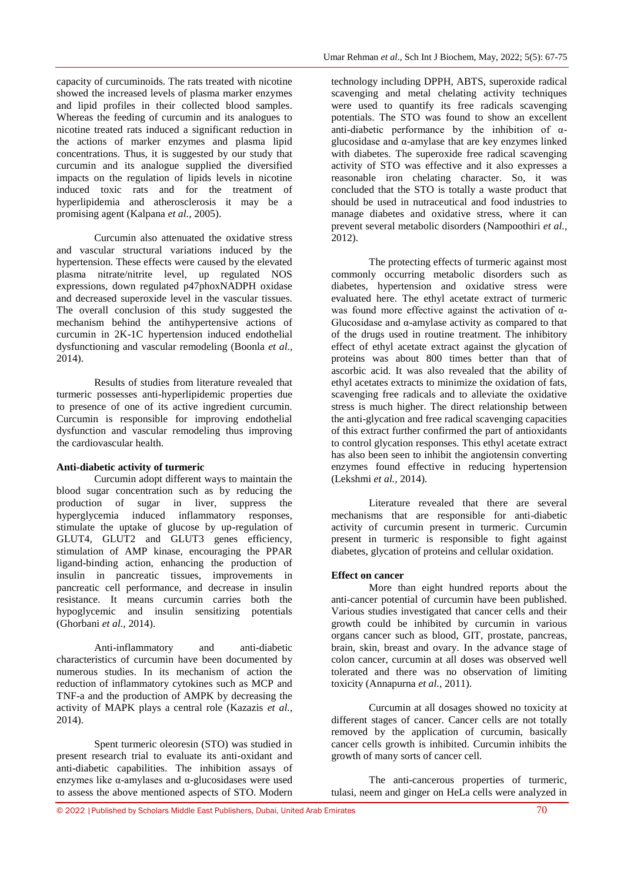capacity of curcuminoids. The rats treated with nicotine showed the increased levels of plasma marker enzymes and lipid profiles in their collected blood samples. Whereas the feeding of curcumin and its analogues to nicotine treated rats induced a significant reduction in the actions of marker enzymes and plasma lipid concentrations. Thus, it is suggested by our study that curcumin and its analogue supplied the diversified impacts on the regulation of lipids levels in nicotine induced toxic rats and for the treatment of hyperlipidemia and atherosclerosis it may be a promising agent (Kalpana *et al.,* 2005).

Curcumin also attenuated the oxidative stress and vascular structural variations induced by the hypertension. These effects were caused by the elevated plasma nitrate/nitrite level, up regulated NOS expressions, down regulated p47phoxNADPH oxidase and decreased superoxide level in the vascular tissues. The overall conclusion of this study suggested the mechanism behind the antihypertensive actions of curcumin in 2K-1C hypertension induced endothelial dysfunctioning and vascular remodeling (Boonla *et al.,* 2014).

Results of studies from literature revealed that turmeric possesses anti-hyperlipidemic properties due to presence of one of its active ingredient curcumin. Curcumin is responsible for improving endothelial dysfunction and vascular remodeling thus improving the cardiovascular health.

**Anti-diabetic activity of turmeric**

Curcumin adopt different ways to maintain the blood sugar concentration such as by reducing the production of sugar in liver, suppress the hyperglycemia induced inflammatory responses, stimulate the uptake of glucose by up-regulation of GLUT4, GLUT2 and GLUT3 genes efficiency, stimulation of AMP kinase, encouraging the PPAR ligand-binding action, enhancing the production of insulin in pancreatic tissues, improvements in pancreatic cell performance, and decrease in insulin resistance. It means curcumin carries both the hypoglycemic and insulin sensitizing potentials (Ghorbani *et al.,* 2014).

Anti-inflammatory and anti-diabetic characteristics of curcumin have been documented by numerous studies. In its mechanism of action the reduction of inflammatory cytokines such as MCP and TNF-a and the production of AMPK by decreasing the activity of MAPK plays a central role (Kazazis *et al.,* 2014).

Spent turmeric oleoresin (STO) was studied in present research trial to evaluate its anti-oxidant and anti-diabetic capabilities. The inhibition assays of enzymes like α-amylases and α-glucosidases were used to assess the above mentioned aspects of STO. Modern technology including DPPH, ABTS, superoxide radical scavenging and metal chelating activity techniques were used to quantify its free radicals scavenging potentials. The STO was found to show an excellent anti-diabetic performance by the inhibition of α-glucosidase and α-amylase that are key enzymes linked with diabetes. The superoxide free radical scavenging activity of STO was effective and it also expresses a reasonable iron chelating character. So, it was concluded that the STO is totally a waste product that should be used in nutraceutical and food industries to manage diabetes and oxidative stress, where it can prevent several metabolic disorders (Nampoothiri *et al.,* 2012).

The protecting effects of turmeric against most commonly occurring metabolic disorders such as diabetes, hypertension and oxidative stress were evaluated here. The ethyl acetate extract of turmeric was found more effective against the activation of α-Glucosidase and α-amylase activity as compared to that of the drugs used in routine treatment. The inhibitory effect of ethyl acetate extract against the glycation of proteins was about 800 times better than that of ascorbic acid. It was also revealed that the ability of ethyl acetates extracts to minimize the oxidation of fats, scavenging free radicals and to alleviate the oxidative stress is much higher. The direct relationship between the anti-glycation and free radical scavenging capacities of this extract further confirmed the part of antioxidants to control glycation responses. This ethyl acetate extract has also been seen to inhibit the angiotensin converting enzymes found effective in reducing hypertension (Lekshmi *et al.,* 2014).

Literature revealed that there are several mechanisms that are responsible for anti-diabetic activity of curcumin present in turmeric. Curcumin present in turmeric is responsible to fight against diabetes, glycation of proteins and cellular oxidation.

**Effect on cancer**

More than eight hundred reports about the anti-cancer potential of curcumin have been published. Various studies investigated that cancer cells and their growth could be inhibited by curcumin in various organs cancer such as blood, GIT, prostate, pancreas, brain, skin, breast and ovary. In the advance stage of colon cancer, curcumin at all doses was observed well tolerated and there was no observation of limiting toxicity (Annapurna *et al.,* 2011).

Curcumin at all dosages showed no toxicity at different stages of cancer. Cancer cells are not totally removed by the application of curcumin, basically cancer cells growth is inhibited. Curcumin inhibits the growth of many sorts of cancer cell.

The anti-cancerous properties of turmeric, tulasi, neem and ginger on HeLa cells were analyzed in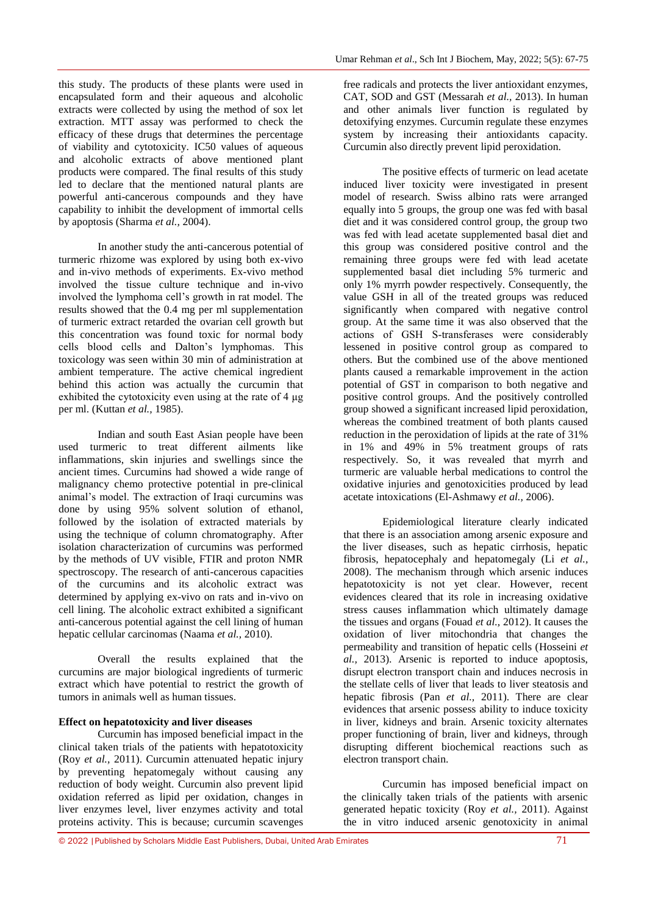this study. The products of these plants were used in encapsulated form and their aqueous and alcoholic extracts were collected by using the method of sox let extraction. MTT assay was performed to check the efficacy of these drugs that determines the percentage of viability and cytotoxicity. IC50 values of aqueous and alcoholic extracts of above mentioned plant products were compared. The final results of this study led to declare that the mentioned natural plants are powerful anti-cancerous compounds and they have capability to inhibit the development of immortal cells by apoptosis (Sharma *et al.,* 2004).

In another study the anti-cancerous potential of turmeric rhizome was explored by using both ex-vivo and in-vivo methods of experiments. Ex-vivo method involved the tissue culture technique and in-vivo involved the lymphoma cell's growth in rat model. The results showed that the 0.4 mg per ml supplementation of turmeric extract retarded the ovarian cell growth but this concentration was found toxic for normal body cells blood cells and Dalton's lymphomas. This toxicology was seen within 30 min of administration at ambient temperature. The active chemical ingredient behind this action was actually the curcumin that exhibited the cytotoxicity even using at the rate of 4 μg per ml. (Kuttan *et al.,* 1985).

Indian and south East Asian people have been used turmeric to treat different ailments like inflammations, skin injuries and swellings since the ancient times. Curcumins had showed a wide range of malignancy chemo protective potential in pre-clinical animal's model. The extraction of Iraqi curcumins was done by using 95% solvent solution of ethanol, followed by the isolation of extracted materials by using the technique of column chromatography. After isolation characterization of curcumins was performed by the methods of UV visible, FTIR and proton NMR spectroscopy. The research of anti-cancerous capacities of the curcumins and its alcoholic extract was determined by applying ex-vivo on rats and in-vivo on cell lining. The alcoholic extract exhibited a significant anti-cancerous potential against the cell lining of human hepatic cellular carcinomas (Naama *et al.,* 2010).

Overall the results explained that the curcumins are major biological ingredients of turmeric extract which have potential to restrict the growth of tumors in animals well as human tissues.

**Effect on hepatotoxicity and liver diseases**

Curcumin has imposed beneficial impact in the clinical taken trials of the patients with hepatotoxicity (Roy *et al.,* 2011). Curcumin attenuated hepatic injury by preventing hepatomegaly without causing any reduction of body weight. Curcumin also prevent lipid oxidation referred as lipid per oxidation, changes in liver enzymes level, liver enzymes activity and total proteins activity. This is because; curcumin scavenges free radicals and protects the liver antioxidant enzymes, CAT, SOD and GST (Messarah *et al.,* 2013). In human and other animals liver function is regulated by detoxifying enzymes. Curcumin regulate these enzymes system by increasing their antioxidants capacity. Curcumin also directly prevent lipid peroxidation.

The positive effects of turmeric on lead acetate induced liver toxicity were investigated in present model of research. Swiss albino rats were arranged equally into 5 groups, the group one was fed with basal diet and it was considered control group, the group two was fed with lead acetate supplemented basal diet and this group was considered positive control and the remaining three groups were fed with lead acetate supplemented basal diet including 5% turmeric and only 1% myrrh powder respectively. Consequently, the value GSH in all of the treated groups was reduced significantly when compared with negative control group. At the same time it was also observed that the actions of GSH S-transferases were considerably lessened in positive control group as compared to others. But the combined use of the above mentioned plants caused a remarkable improvement in the action potential of GST in comparison to both negative and positive control groups. And the positively controlled group showed a significant increased lipid peroxidation, whereas the combined treatment of both plants caused reduction in the peroxidation of lipids at the rate of 31% in 1% and 49% in 5% treatment groups of rats respectively. So, it was revealed that myrrh and turmeric are valuable herbal medications to control the oxidative injuries and genotoxicities produced by lead acetate intoxications (El-Ashmawy *et al.,* 2006).

Epidemiological literature clearly indicated that there is an association among arsenic exposure and the liver diseases, such as hepatic cirrhosis, hepatic fibrosis, hepatocephaly and hepatomegaly (Li *et al.,* 2008). The mechanism through which arsenic induces hepatotoxicity is not yet clear. However, recent evidences cleared that its role in increasing oxidative stress causes inflammation which ultimately damage the tissues and organs (Fouad *et al.,* 2012). It causes the oxidation of liver mitochondria that changes the permeability and transition of hepatic cells (Hosseini *et al.,* 2013). Arsenic is reported to induce apoptosis, disrupt electron transport chain and induces necrosis in the stellate cells of liver that leads to liver steatosis and hepatic fibrosis (Pan *et al.,* 2011). There are clear evidences that arsenic possess ability to induce toxicity in liver, kidneys and brain. Arsenic toxicity alternates proper functioning of brain, liver and kidneys, through disrupting different biochemical reactions such as electron transport chain.

Curcumin has imposed beneficial impact on the clinically taken trials of the patients with arsenic generated hepatic toxicity (Roy *et al.,* 2011). Against the in vitro induced arsenic genotoxicity in animal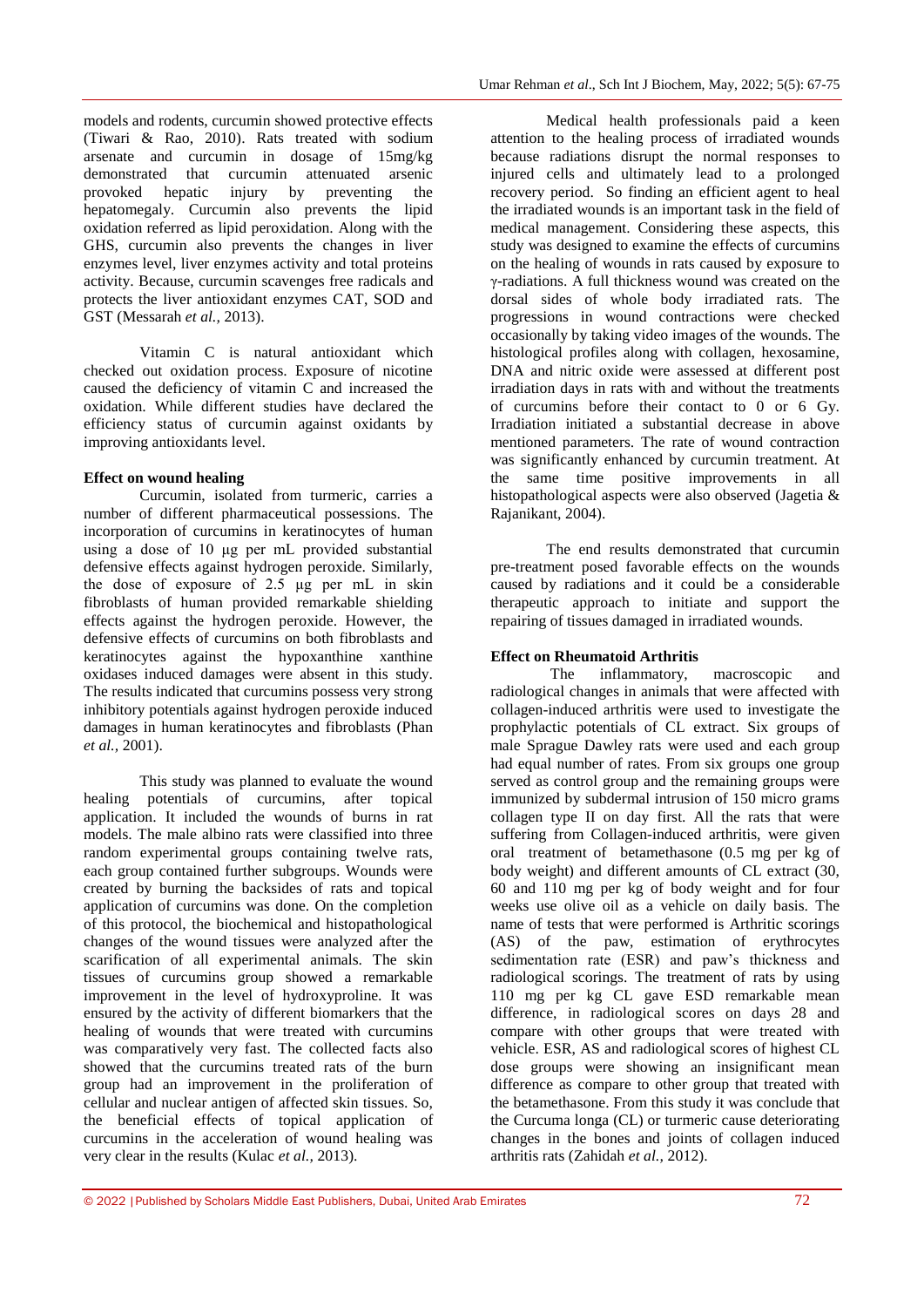models and rodents, curcumin showed protective effects (Tiwari & Rao, 2010). Rats treated with sodium arsenate and curcumin in dosage of 15mg/kg demonstrated that curcumin attenuated arsenic provoked hepatic injury by preventing the hepatomegaly. Curcumin also prevents the lipid oxidation referred as lipid peroxidation. Along with the GHS, curcumin also prevents the changes in liver enzymes level, liver enzymes activity and total proteins activity. Because, curcumin scavenges free radicals and protects the liver antioxidant enzymes CAT, SOD and GST (Messarah *et al.,* 2013).

Vitamin C is natural antioxidant which checked out oxidation process. Exposure of nicotine caused the deficiency of vitamin C and increased the oxidation. While different studies have declared the efficiency status of curcumin against oxidants by improving antioxidants level.

**Effect on wound healing**

Curcumin, isolated from turmeric, carries a number of different pharmaceutical possessions. The incorporation of curcumins in keratinocytes of human using a dose of 10 µg per mL provided substantial defensive effects against hydrogen peroxide. Similarly, the dose of exposure of 2.5 µg per mL in skin fibroblasts of human provided remarkable shielding effects against the hydrogen peroxide. However, the defensive effects of curcumins on both fibroblasts and keratinocytes against the hypoxanthine xanthine oxidases induced damages were absent in this study. The results indicated that curcumins possess very strong inhibitory potentials against hydrogen peroxide induced damages in human keratinocytes and fibroblasts (Phan *et al.,* 2001).

This study was planned to evaluate the wound healing potentials of curcumins, after topical application. It included the wounds of burns in rat models. The male albino rats were classified into three random experimental groups containing twelve rats, each group contained further subgroups. Wounds were created by burning the backsides of rats and topical application of curcumins was done. On the completion of this protocol, the biochemical and histopathological changes of the wound tissues were analyzed after the scarification of all experimental animals. The skin tissues of curcumins group showed a remarkable improvement in the level of hydroxyproline. It was ensured by the activity of different biomarkers that the healing of wounds that were treated with curcumins was comparatively very fast. The collected facts also showed that the curcumins treated rats of the burn group had an improvement in the proliferation of cellular and nuclear antigen of affected skin tissues. So, the beneficial effects of topical application of curcumins in the acceleration of wound healing was very clear in the results (Kulac *et al.,* 2013).

Medical health professionals paid a keen attention to the healing process of irradiated wounds because radiations disrupt the normal responses to injured cells and ultimately lead to a prolonged recovery period. So finding an efficient agent to heal the irradiated wounds is an important task in the field of medical management. Considering these aspects, this study was designed to examine the effects of curcumins on the healing of wounds in rats caused by exposure to γ-radiations. A full thickness wound was created on the dorsal sides of whole body irradiated rats. The progressions in wound contractions were checked occasionally by taking video images of the wounds. The histological profiles along with collagen, hexosamine, DNA and nitric oxide were assessed at different post irradiation days in rats with and without the treatments of curcumins before their contact to 0 or 6 Gy. Irradiation initiated a substantial decrease in above mentioned parameters. The rate of wound contraction was significantly enhanced by curcumin treatment. At the same time positive improvements in all histopathological aspects were also observed (Jagetia & Rajanikant, 2004).

The end results demonstrated that curcumin pre-treatment posed favorable effects on the wounds caused by radiations and it could be a considerable therapeutic approach to initiate and support the repairing of tissues damaged in irradiated wounds.

**Effect on Rheumatoid Arthritis**

The inflammatory, macroscopic and radiological changes in animals that were affected with collagen-induced arthritis were used to investigate the prophylactic potentials of CL extract. Six groups of male Sprague Dawley rats were used and each group had equal number of rates. From six groups one group served as control group and the remaining groups were immunized by subdermal intrusion of 150 micro grams collagen type II on day first. All the rats that were suffering from Collagen-induced arthritis, were given oral treatment of betamethasone (0.5 mg per kg of body weight) and different amounts of CL extract (30, 60 and 110 mg per kg of body weight and for four weeks use olive oil as a vehicle on daily basis. The name of tests that were performed is Arthritic scorings (AS) of the paw, estimation of erythrocytes sedimentation rate (ESR) and paw's thickness and radiological scorings. The treatment of rats by using 110 mg per kg CL gave ESD remarkable mean difference, in radiological scores on days 28 and compare with other groups that were treated with vehicle. ESR, AS and radiological scores of highest CL dose groups were showing an insignificant mean difference as compare to other group that treated with the betamethasone. From this study it was conclude that the Curcuma longa (CL) or turmeric cause deteriorating changes in the bones and joints of collagen induced arthritis rats (Zahidah *et al.,* 2012).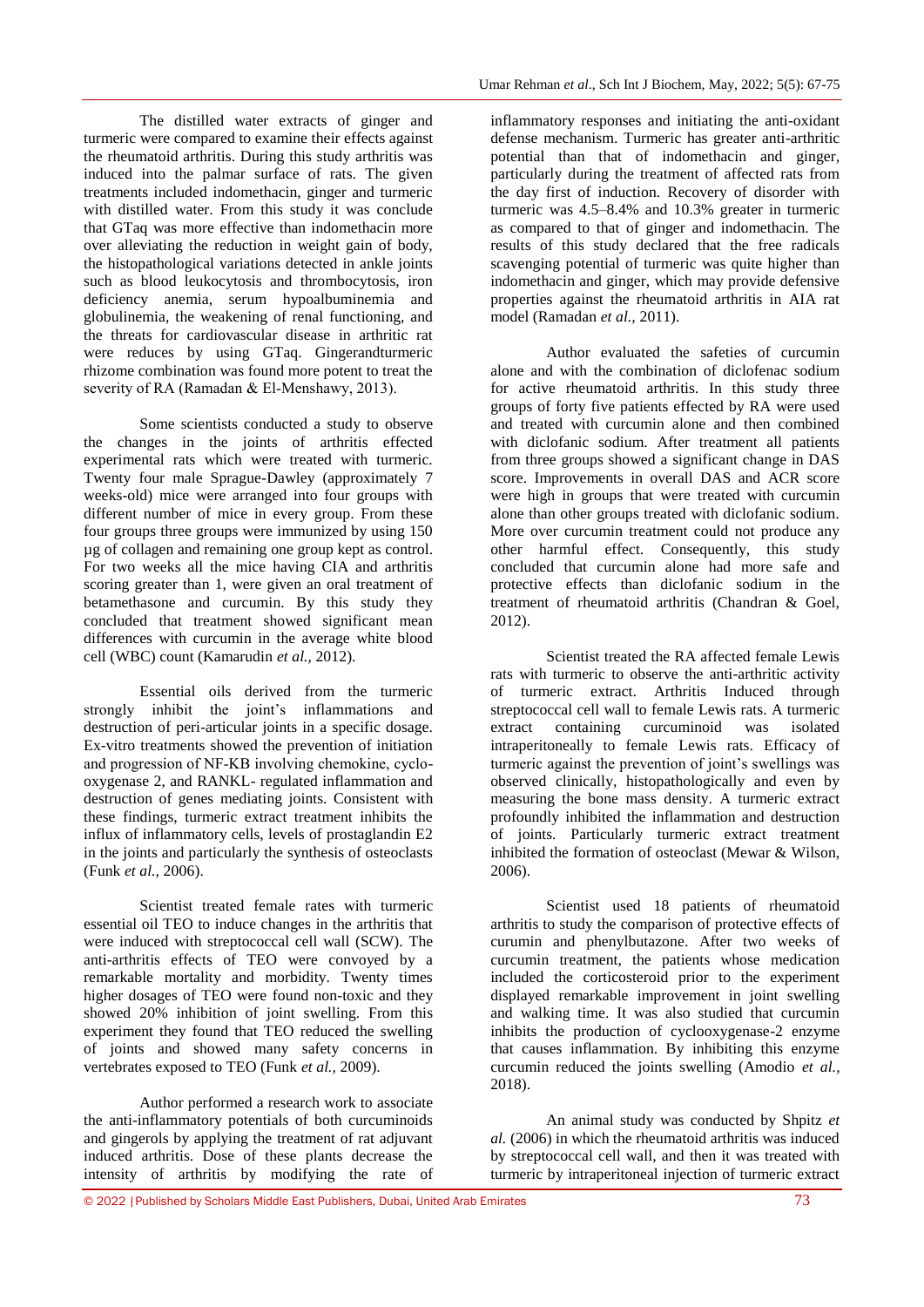The distilled water extracts of ginger and turmeric were compared to examine their effects against the rheumatoid arthritis. During this study arthritis was induced into the palmar surface of rats. The given treatments included indomethacin, ginger and turmeric with distilled water. From this study it was conclude that GTaq was more effective than indomethacin more over alleviating the reduction in weight gain of body, the histopathological variations detected in ankle joints such as blood leukocytosis and thrombocytosis, iron deficiency anemia, serum hypoalbuminemia and globulinemia, the weakening of renal functioning, and the threats for cardiovascular disease in arthritic rat were reduces by using GTaq. Gingerandturmeric rhizome combination was found more potent to treat the severity of RA (Ramadan & El-Menshawy, 2013).

Some scientists conducted a study to observe the changes in the joints of arthritis effected experimental rats which were treated with turmeric. Twenty four male Sprague-Dawley (approximately 7 weeks-old) mice were arranged into four groups with different number of mice in every group. From these four groups three groups were immunized by using 150 µg of collagen and remaining one group kept as control. For two weeks all the mice having CIA and arthritis scoring greater than 1, were given an oral treatment of betamethasone and curcumin. By this study they concluded that treatment showed significant mean differences with curcumin in the average white blood cell (WBC) count (Kamarudin *et al.,* 2012).

Essential oils derived from the turmeric strongly inhibit the joint's inflammations and destruction of peri-articular joints in a specific dosage. Ex-vitro treatments showed the prevention of initiation and progression of NF-KB involving chemokine, cyclo-oxygenase 2, and RANKL- regulated inflammation and destruction of genes mediating joints. Consistent with these findings, turmeric extract treatment inhibits the influx of inflammatory cells, levels of prostaglandin E2 in the joints and particularly the synthesis of osteoclasts (Funk *et al.,* 2006).

Scientist treated female rates with turmeric essential oil TEO to induce changes in the arthritis that were induced with streptococcal cell wall (SCW). The anti-arthritis effects of TEO were convoyed by a remarkable mortality and morbidity. Twenty times higher dosages of TEO were found non-toxic and they showed 20% inhibition of joint swelling. From this experiment they found that TEO reduced the swelling of joints and showed many safety concerns in vertebrates exposed to TEO (Funk *et al.,* 2009).

Author performed a research work to associate the anti-inflammatory potentials of both curcuminoids and gingerols by applying the treatment of rat adjuvant induced arthritis. Dose of these plants decrease the intensity of arthritis by modifying the rate of inflammatory responses and initiating the anti-oxidant defense mechanism. Turmeric has greater anti-arthritic potential than that of indomethacin and ginger, particularly during the treatment of affected rats from the day first of induction. Recovery of disorder with turmeric was 4.5–8.4% and 10.3% greater in turmeric as compared to that of ginger and indomethacin. The results of this study declared that the free radicals scavenging potential of turmeric was quite higher than indomethacin and ginger, which may provide defensive properties against the rheumatoid arthritis in AIA rat model (Ramadan *et al.,* 2011).

Author evaluated the safeties of curcumin alone and with the combination of diclofenac sodium for active rheumatoid arthritis. In this study three groups of forty five patients effected by RA were used and treated with curcumin alone and then combined with diclofanic sodium. After treatment all patients from three groups showed a significant change in DAS score. Improvements in overall DAS and ACR score were high in groups that were treated with curcumin alone than other groups treated with diclofanic sodium. More over curcumin treatment could not produce any other harmful effect. Consequently, this study concluded that curcumin alone had more safe and protective effects than diclofanic sodium in the treatment of rheumatoid arthritis (Chandran & Goel, 2012).

Scientist treated the RA affected female Lewis rats with turmeric to observe the anti-arthritic activity of turmeric extract. Arthritis Induced through streptococcal cell wall to female Lewis rats. A turmeric extract containing curcuminoid was isolated intraperitoneally to female Lewis rats. Efficacy of turmeric against the prevention of joint's swellings was observed clinically, histopathologically and even by measuring the bone mass density. A turmeric extract profoundly inhibited the inflammation and destruction of joints. Particularly turmeric extract treatment inhibited the formation of osteoclast (Mewar & Wilson, 2006).

Scientist used 18 patients of rheumatoid arthritis to study the comparison of protective effects of curumin and phenylbutazone. After two weeks of curcumin treatment, the patients whose medication included the corticosteroid prior to the experiment displayed remarkable improvement in joint swelling and walking time. It was also studied that curcumin inhibits the production of cyclooxygenase-2 enzyme that causes inflammation. By inhibiting this enzyme curcumin reduced the joints swelling (Amodio *et al.,* 2018).

An animal study was conducted by Shpitz *et al.* (2006) in which the rheumatoid arthritis was induced by streptococcal cell wall, and then it was treated with turmeric by intraperitoneal injection of turmeric extract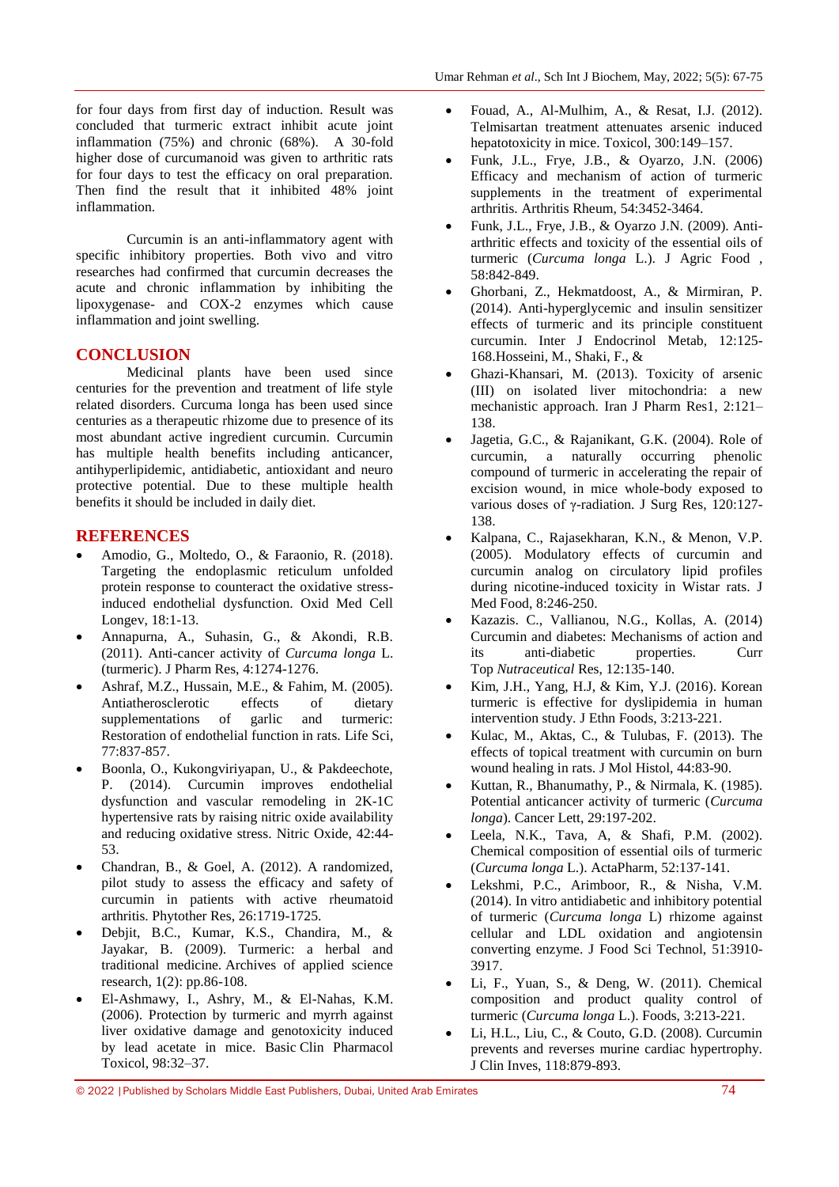for four days from first day of induction. Result was concluded that turmeric extract inhibit acute joint inflammation (75%) and chronic (68%). A 30-fold higher dose of curcumanoid was given to arthritic rats for four days to test the efficacy on oral preparation. Then find the result that it inhibited 48% joint inflammation.

Curcumin is an anti-inflammatory agent with specific inhibitory properties. Both vivo and vitro researches had confirmed that curcumin decreases the acute and chronic inflammation by inhibiting the lipoxygenase- and COX-2 enzymes which cause inflammation and joint swelling.

## CONCLUSION

Medicinal plants have been used since centuries for the prevention and treatment of life style related disorders. Curcuma longa has been used since centuries as a therapeutic rhizome due to presence of its most abundant active ingredient curcumin. Curcumin has multiple health benefits including anticancer, antihyperlipidemic, antidiabetic, antioxidant and neuro protective potential. Due to these multiple health benefits it should be included in daily diet.

## REFERENCES

- Amodio, G., Moltedo, O., & Faraonio, R. (2018). Targeting the endoplasmic reticulum unfolded protein response to counteract the oxidative stress-induced endothelial dysfunction. Oxid Med Cell Longev, 18:1-13.
- Annapurna, A., Suhasin, G., & Akondi, R.B. (2011). Anti-cancer activity of *Curcuma longa* L. (turmeric). J Pharm Res, 4:1274-1276.
- Ashraf, M.Z., Hussain, M.E., & Fahim, M. (2005). Antiatherosclerotic effects of dietary supplementations of garlic and turmeric: Restoration of endothelial function in rats. Life Sci, 77:837-857.
- Boonla, O., Kukongviriyapan, U., & Pakdeechote, P. (2014). Curcumin improves endothelial dysfunction and vascular remodeling in 2K-1C hypertensive rats by raising nitric oxide availability and reducing oxidative stress. Nitric Oxide, 42:44-53.
- Chandran, B., & Goel, A. (2012). A randomized, pilot study to assess the efficacy and safety of curcumin in patients with active rheumatoid arthritis. Phytother Res, 26:1719-1725.
- Debjit, B.C., Kumar, K.S., Chandira, M., & Jayakar, B. (2009). Turmeric: a herbal and traditional medicine. Archives of applied science research, 1(2): pp.86-108.
- El-Ashmawy, I., Ashry, M., & El-Nahas, K.M. (2006). Protection by turmeric and myrrh against liver oxidative damage and genotoxicity induced by lead acetate in mice. Basic Clin Pharmacol Toxicol, 98:32–37.
- Fouad, A., Al-Mulhim, A., & Resat, I.J. (2012). Telmisartan treatment attenuates arsenic induced hepatotoxicity in mice. Toxicol, 300:149–157.
- Funk, J.L., Frye, J.B., & Oyarzo, J.N. (2006) Efficacy and mechanism of action of turmeric supplements in the treatment of experimental arthritis. Arthritis Rheum, 54:3452-3464.
- Funk, J.L., Frye, J.B., & Oyarzo J.N. (2009). Anti-arthritic effects and toxicity of the essential oils of turmeric (*Curcuma longa* L.). J Agric Food , 58:842-849.
- Ghorbani, Z., Hekmatdoost, A., & Mirmiran, P. (2014). Anti-hyperglycemic and insulin sensitizer effects of turmeric and its principle constituent curcumin. Inter J Endocrinol Metab, 12:125-168.Hosseini, M., Shaki, F., &
- Ghazi-Khansari, M. (2013). Toxicity of arsenic (III) on isolated liver mitochondria: a new mechanistic approach. Iran J Pharm Res1, 2:121–138.
- Jagetia, G.C., & Rajanikant, G.K. (2004). Role of curcumin, a naturally occurring phenolic compound of turmeric in accelerating the repair of excision wound, in mice whole-body exposed to various doses of γ-radiation. J Surg Res, 120:127-138.
- Kalpana, C., Rajasekharan, K.N., & Menon, V.P. (2005). Modulatory effects of curcumin and curcumin analog on circulatory lipid profiles during nicotine-induced toxicity in Wistar rats. J Med Food, 8:246-250.
- Kazazis. C., Vallianou, N.G., Kollas, A. (2014) Curcumin and diabetes: Mechanisms of action and its anti-diabetic properties. Curr Top *Nutraceutical* Res, 12:135-140.
- Kim, J.H., Yang, H.J, & Kim, Y.J. (2016). Korean turmeric is effective for dyslipidemia in human intervention study. J Ethn Foods, 3:213-221.
- Kulac, M., Aktas, C., & Tulubas, F. (2013). The effects of topical treatment with curcumin on burn wound healing in rats. J Mol Histol, 44:83-90.
- Kuttan, R., Bhanumathy, P., & Nirmala, K. (1985). Potential anticancer activity of turmeric (*Curcuma longa*). Cancer Lett, 29:197-202.
- Leela, N.K., Tava, A, & Shafi, P.M. (2002). Chemical composition of essential oils of turmeric (*Curcuma longa* L.). ActaPharm, 52:137-141.
- Lekshmi, P.C., Arimboor, R., & Nisha, V.M. (2014). In vitro antidiabetic and inhibitory potential of turmeric (*Curcuma longa* L) rhizome against cellular and LDL oxidation and angiotensin converting enzyme. J Food Sci Technol, 51:3910-3917.
- Li, F., Yuan, S., & Deng, W. (2011). Chemical composition and product quality control of turmeric (*Curcuma longa* L.). Foods, 3:213-221.
- Li, H.L., Liu, C., & Couto, G.D. (2008). Curcumin prevents and reverses murine cardiac hypertrophy. J Clin Inves, 118:879-893.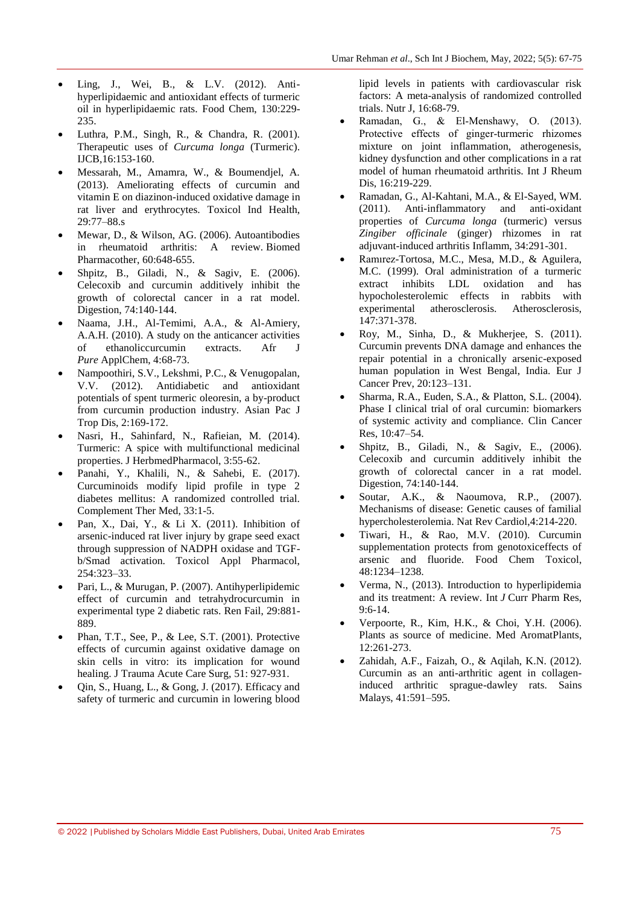- Ling, J., Wei, B., & L.V. (2012). Anti-hyperlipidaemic and antioxidant effects of turmeric oil in hyperlipidaemic rats. Food Chem, 130:229-235.
- Luthra, P.M., Singh, R., & Chandra, R. (2001). Therapeutic uses of *Curcuma longa* (Turmeric). IJCB,16:153-160.
- Messarah, M., Amamra, W., & Boumendjel, A. (2013). Ameliorating effects of curcumin and vitamin E on diazinon-induced oxidative damage in rat liver and erythrocytes. Toxicol Ind Health, 29:77–88.s
- Mewar, D., & Wilson, AG. (2006). Autoantibodies in rheumatoid arthritis: A review. Biomed Pharmacother, 60:648-655.
- Shpitz, B., Giladi, N., & Sagiv, E. (2006). Celecoxib and curcumin additively inhibit the growth of colorectal cancer in a rat model. Digestion, 74:140-144.
- Naama, J.H., Al-Temimi, A.A., & Al-Amiery, A.A.H. (2010). A study on the anticancer activities of ethanoliccurcumin extracts. Afr J *Pure* ApplChem, 4:68-73.
- Nampoothiri, S.V., Lekshmi, P.C., & Venugopalan, V.V. (2012). Antidiabetic and antioxidant potentials of spent turmeric oleoresin, a by-product from curcumin production industry. Asian Pac J Trop Dis, 2:169-172.
- Nasri, H., Sahinfard, N., Rafieian, M. (2014). Turmeric: A spice with multifunctional medicinal properties. J HerbmedPharmacol, 3:55-62.
- Panahi, Y., Khalili, N., & Sahebi, E. (2017). Curcuminoids modify lipid profile in type 2 diabetes mellitus: A randomized controlled trial. Complement Ther Med, 33:1-5.
- Pan, X., Dai, Y., & Li X. (2011). Inhibition of arsenic-induced rat liver injury by grape seed exact through suppression of NADPH oxidase and TGF-b/Smad activation. Toxicol Appl Pharmacol, 254:323–33.
- Pari, L., & Murugan, P. (2007). Antihyperlipidemic effect of curcumin and tetrahydrocurcumin in experimental type 2 diabetic rats. Ren Fail, 29:881-889.
- Phan, T.T., See, P., & Lee, S.T. (2001). Protective effects of curcumin against oxidative damage on skin cells in vitro: its implication for wound healing. J Trauma Acute Care Surg, 51: 927-931.
- Qin, S., Huang, L., & Gong, J. (2017). Efficacy and safety of turmeric and curcumin in lowering blood lipid levels in patients with cardiovascular risk factors: A meta-analysis of randomized controlled trials. Nutr J, 16:68-79.
- Ramadan, G., & El-Menshawy, O. (2013). Protective effects of ginger-turmeric rhizomes mixture on joint inflammation, atherogenesis, kidney dysfunction and other complications in a rat model of human rheumatoid arthritis. Int J Rheum Dis, 16:219-229.
- Ramadan, G., Al-Kahtani, M.A., & El-Sayed, WM. (2011). Anti-inflammatory and anti-oxidant properties of *Curcuma longa* (turmeric) versus *Zingiber officinale* (ginger) rhizomes in rat adjuvant-induced arthritis Inflamm, 34:291-301.
- Ramırez-Tortosa, M.C., Mesa, M.D., & Aguilera, M.C. (1999). Oral administration of a turmeric extract inhibits LDL oxidation and has hypocholesterolemic effects in rabbits with experimental atherosclerosis. Atherosclerosis, 147:371-378.
- Roy, M., Sinha, D., & Mukherjee, S. (2011). Curcumin prevents DNA damage and enhances the repair potential in a chronically arsenic-exposed human population in West Bengal, India. Eur J Cancer Prev, 20:123–131.
- Sharma, R.A., Euden, S.A., & Platton, S.L. (2004). Phase I clinical trial of oral curcumin: biomarkers of systemic activity and compliance. Clin Cancer Res, 10:47–54.
- Shpitz, B., Giladi, N., & Sagiv, E., (2006). Celecoxib and curcumin additively inhibit the growth of colorectal cancer in a rat model. Digestion, 74:140-144.
- Soutar, A.K., & Naoumova, R.P., (2007). Mechanisms of disease: Genetic causes of familial hypercholesterolemia. Nat Rev Cardiol,4:214-220.
- Tiwari, H., & Rao, M.V. (2010). Curcumin supplementation protects from genotoxiceffects of arsenic and fluoride. Food Chem Toxicol, 48:1234–1238.
- Verma, N., (2013). Introduction to hyperlipidemia and its treatment: A review. Int *J* Curr Pharm Res, 9:6-14.
- Verpoorte, R., Kim, H.K., & Choi, Y.H. (2006). Plants as source of medicine. Med AromatPlants, 12:261-273.
- Zahidah, A.F., Faizah, O., & Aqilah, K.N. (2012). Curcumin as an anti-arthritic agent in collagen-induced arthritic sprague-dawley rats. Sains Malays, 41:591–595.